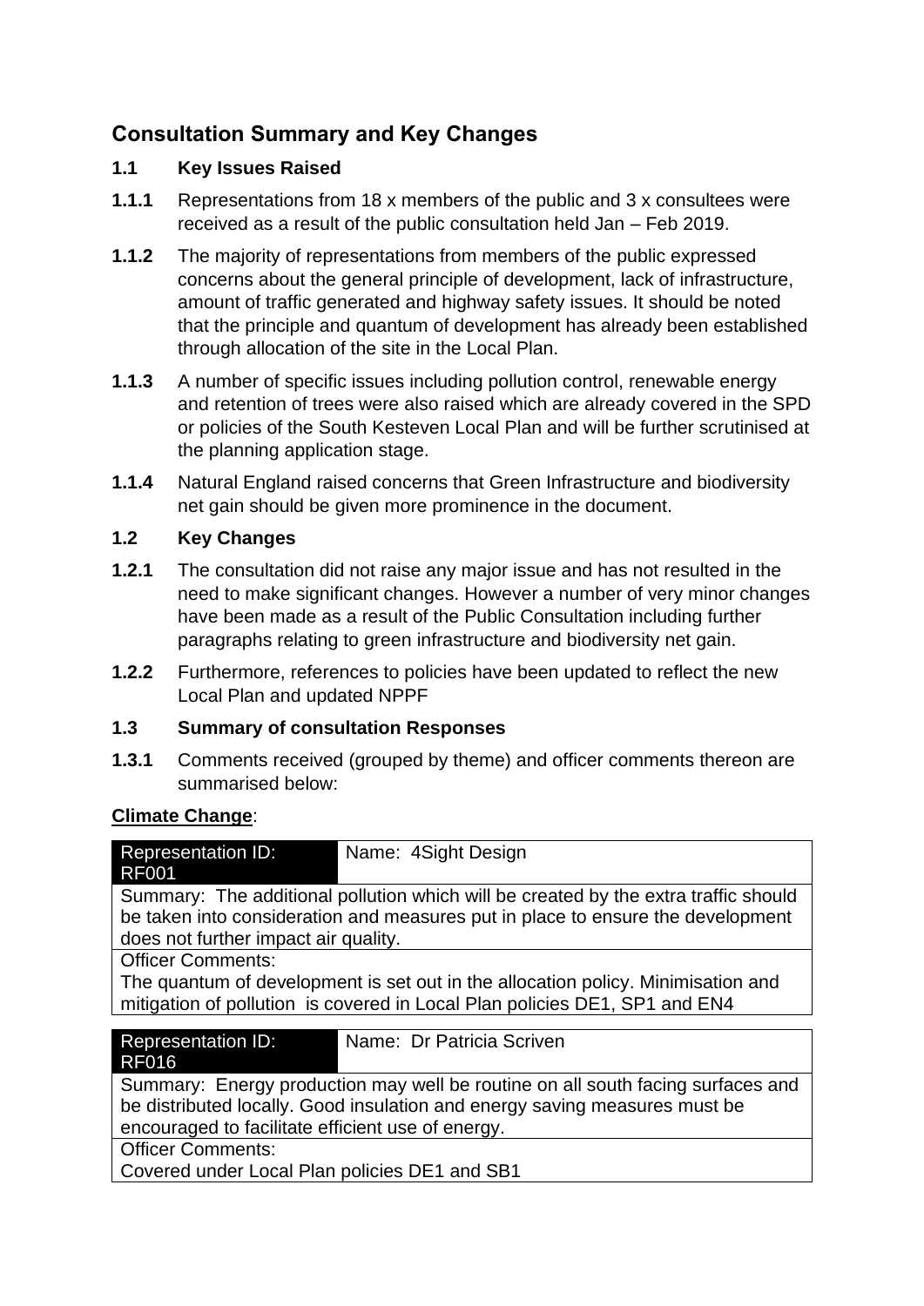# Consultation Summary and Key Changes

## 1.1 Key Issues Raised

**1.1.1** Representations from 18 x members of the public and 3 x consultees were received as a result of the public consultation held Jan – Feb 2019.

**1.1.2** The majority of representations from members of the public expressed concerns about the general principle of development, lack of infrastructure, amount of traffic generated and highway safety issues. It should be noted that the principle and quantum of development has already been established through allocation of the site in the Local Plan.

**1.1.3** A number of specific issues including pollution control, renewable energy and retention of trees were also raised which are already covered in the SPD or policies of the South Kesteven Local Plan and will be further scrutinised at the planning application stage.

**1.1.4** Natural England raised concerns that Green Infrastructure and biodiversity net gain should be given more prominence in the document.

## 1.2 Key Changes

**1.2.1** The consultation did not raise any major issue and has not resulted in the need to make significant changes. However a number of very minor changes have been made as a result of the Public Consultation including further paragraphs relating to green infrastructure and biodiversity net gain.

**1.2.2** Furthermore, references to policies have been updated to reflect the new Local Plan and updated NPPF

## 1.3 Summary of consultation Responses

**1.3.1** Comments received (grouped by theme) and officer comments thereon are summarised below:

**Climate Change**:

| Representation ID: RF001 | Name: 4Sight Design |
|---|---|
| Summary: The additional pollution which will be created by the extra traffic should be taken into consideration and measures put in place to ensure the development does not further impact air quality. | |
| Officer Comments: The quantum of development is set out in the allocation policy. Minimisation and mitigation of pollution is covered in Local Plan policies DE1, SP1 and EN4 | |

| Representation ID: RF016 | Name: Dr Patricia Scriven |
|---|---|
| Summary: Energy production may well be routine on all south facing surfaces and be distributed locally. Good insulation and energy saving measures must be encouraged to facilitate efficient use of energy. | |
| Officer Comments: Covered under Local Plan policies DE1 and SB1 | |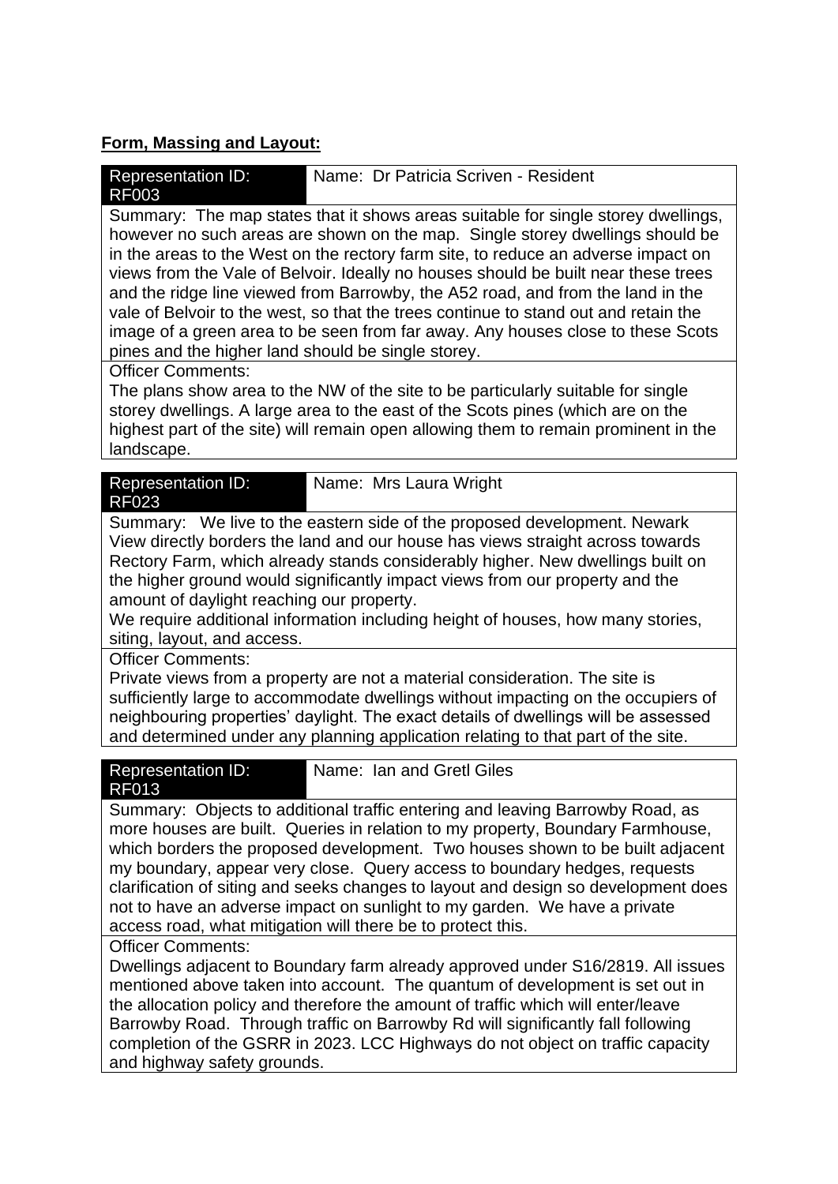**Form, Massing and Layout:**

| Representation ID: RF003 | Name: Dr Patricia Scriven - Resident |
|---|---|
| Summary: The map states that it shows areas suitable for single storey dwellings, however no such areas are shown on the map. Single storey dwellings should be in the areas to the West on the rectory farm site, to reduce an adverse impact on views from the Vale of Belvoir. Ideally no houses should be built near these trees and the ridge line viewed from Barrowby, the A52 road, and from the land in the vale of Belvoir to the west, so that the trees continue to stand out and retain the image of a green area to be seen from far away. Any houses close to these Scots pines and the higher land should be single storey. | |
| Officer Comments: The plans show area to the NW of the site to be particularly suitable for single storey dwellings. A large area to the east of the Scots pines (which are on the highest part of the site) will remain open allowing them to remain prominent in the landscape. | |

| Representation ID: RF023 | Name: Mrs Laura Wright |
|---|---|
| Summary: We live to the eastern side of the proposed development. Newark View directly borders the land and our house has views straight across towards Rectory Farm, which already stands considerably higher. New dwellings built on the higher ground would significantly impact views from our property and the amount of daylight reaching our property. We require additional information including height of houses, how many stories, siting, layout, and access. | |
| Officer Comments: Private views from a property are not a material consideration. The site is sufficiently large to accommodate dwellings without impacting on the occupiers of neighbouring properties' daylight. The exact details of dwellings will be assessed and determined under any planning application relating to that part of the site. | |

| Representation ID: RF013 | Name: Ian and Gretl Giles |
|---|---|
| Summary: Objects to additional traffic entering and leaving Barrowby Road, as more houses are built. Queries in relation to my property, Boundary Farmhouse, which borders the proposed development. Two houses shown to be built adjacent my boundary, appear very close. Query access to boundary hedges, requests clarification of siting and seeks changes to layout and design so development does not to have an adverse impact on sunlight to my garden. We have a private access road, what mitigation will there be to protect this. | |
| Officer Comments: Dwellings adjacent to Boundary farm already approved under S16/2819. All issues mentioned above taken into account. The quantum of development is set out in the allocation policy and therefore the amount of traffic which will enter/leave Barrowby Road. Through traffic on Barrowby Rd will significantly fall following completion of the GSRR in 2023. LCC Highways do not object on traffic capacity and highway safety grounds. | |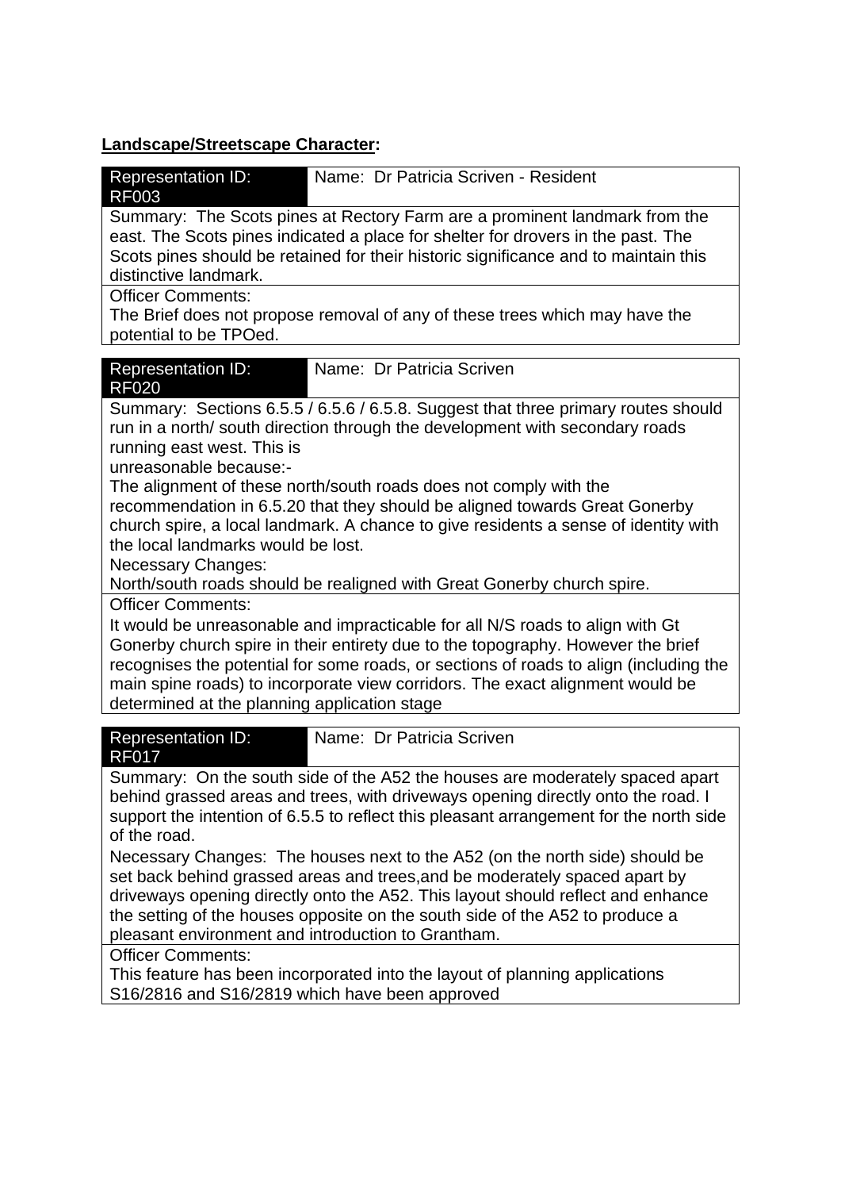**Landscape/Streetscape Character:**

| Representation ID: RF003 | Name: Dr Patricia Scriven - Resident |
|---|---|
| Summary: The Scots pines at Rectory Farm are a prominent landmark from the east. The Scots pines indicated a place for shelter for drovers in the past. The Scots pines should be retained for their historic significance and to maintain this distinctive landmark. | |
| Officer Comments:<br>The Brief does not propose removal of any of these trees which may have the potential to be TPOed. | |

| Representation ID: RF020 | Name: Dr Patricia Scriven |
|---|---|
| Summary: Sections 6.5.5 / 6.5.6 / 6.5.8. Suggest that three primary routes should run in a north/ south direction through the development with secondary roads running east west. This is<br>unreasonable because:-<br>The alignment of these north/south roads does not comply with the recommendation in 6.5.20 that they should be aligned towards Great Gonerby church spire, a local landmark. A chance to give residents a sense of identity with the local landmarks would be lost.<br>Necessary Changes:<br>North/south roads should be realigned with Great Gonerby church spire. | |
| Officer Comments:<br>It would be unreasonable and impracticable for all N/S roads to align with Gt Gonerby church spire in their entirety due to the topography. However the brief recognises the potential for some roads, or sections of roads to align (including the main spine roads) to incorporate view corridors. The exact alignment would be determined at the planning application stage | |

| Representation ID: RF017 | Name: Dr Patricia Scriven |
|---|---|
| Summary: On the south side of the A52 the houses are moderately spaced apart behind grassed areas and trees, with driveways opening directly onto the road. I support the intention of 6.5.5 to reflect this pleasant arrangement for the north side of the road.<br>Necessary Changes: The houses next to the A52 (on the north side) should be set back behind grassed areas and trees,and be moderately spaced apart by driveways opening directly onto the A52. This layout should reflect and enhance the setting of the houses opposite on the south side of the A52 to produce a pleasant environment and introduction to Grantham. | |
| Officer Comments:<br>This feature has been incorporated into the layout of planning applications S16/2816 and S16/2819 which have been approved | |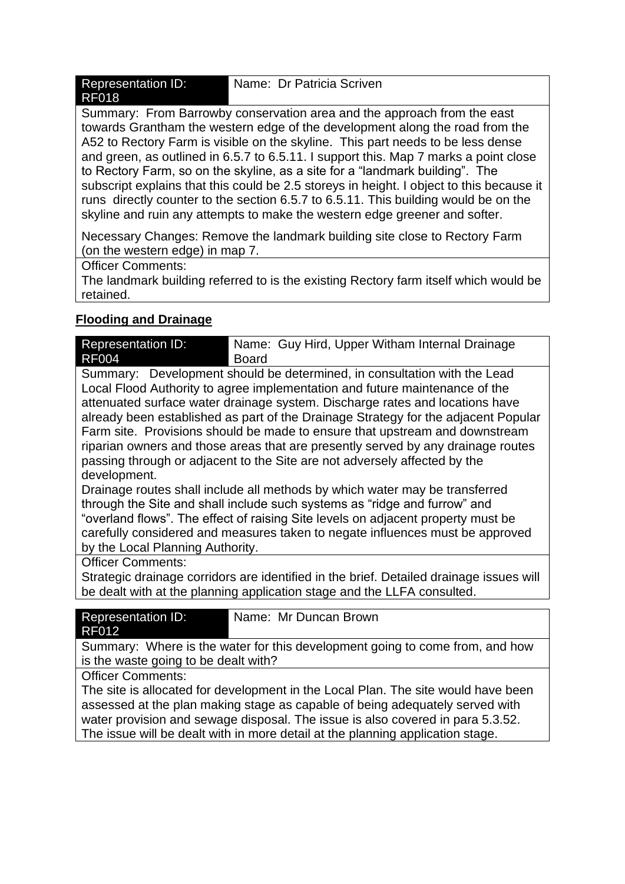| Representation ID: RF018 | Name: Dr Patricia Scriven |
|---|---|
| Summary: From Barrowby conservation area and the approach from the east towards Grantham the western edge of the development along the road from the A52 to Rectory Farm is visible on the skyline. This part needs to be less dense and green, as outlined in 6.5.7 to 6.5.11. I support this. Map 7 marks a point close to Rectory Farm, so on the skyline, as a site for a "landmark building". The subscript explains that this could be 2.5 storeys in height. I object to this because it runs directly counter to the section 6.5.7 to 6.5.11. This building would be on the skyline and ruin any attempts to make the western edge greener and softer.<br><br>Necessary Changes: Remove the landmark building site close to Rectory Farm (on the western edge) in map 7. | |
| Officer Comments:<br>The landmark building referred to is the existing Rectory farm itself which would be retained. | |

**Flooding and Drainage**

| Representation ID: RF004 | Name: Guy Hird, Upper Witham Internal Drainage Board |
|---|---|
| Summary: Development should be determined, in consultation with the Lead Local Flood Authority to agree implementation and future maintenance of the attenuated surface water drainage system. Discharge rates and locations have already been established as part of the Drainage Strategy for the adjacent Popular Farm site. Provisions should be made to ensure that upstream and downstream riparian owners and those areas that are presently served by any drainage routes passing through or adjacent to the Site are not adversely affected by the development.<br>Drainage routes shall include all methods by which water may be transferred through the Site and shall include such systems as "ridge and furrow" and "overland flows". The effect of raising Site levels on adjacent property must be carefully considered and measures taken to negate influences must be approved by the Local Planning Authority. | |
| Officer Comments:<br>Strategic drainage corridors are identified in the brief. Detailed drainage issues will be dealt with at the planning application stage and the LLFA consulted. | |

| Representation ID: RF012 | Name: Mr Duncan Brown |
|---|---|
| Summary: Where is the water for this development going to come from, and how is the waste going to be dealt with? | |
| Officer Comments:<br>The site is allocated for development in the Local Plan. The site would have been assessed at the plan making stage as capable of being adequately served with water provision and sewage disposal. The issue is also covered in para 5.3.52. The issue will be dealt with in more detail at the planning application stage. | |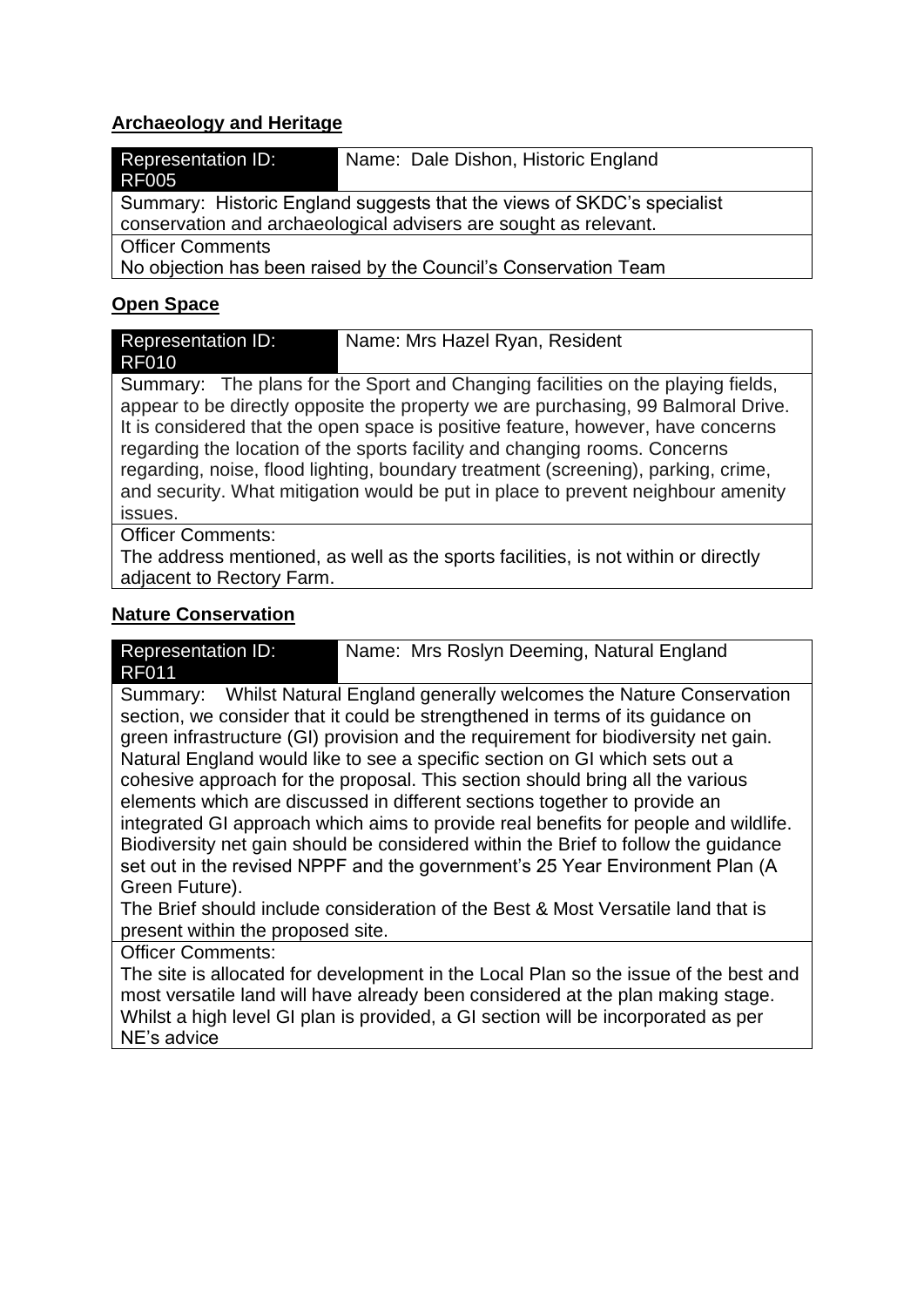## Archaeology and Heritage

| Representation ID: RF005 | Name: Dale Dishon, Historic England |
|---|---|
| Summary: Historic England suggests that the views of SKDC's specialist conservation and archaeological advisers are sought as relevant. | |
| Officer Comments<br>No objection has been raised by the Council's Conservation Team | |

## Open Space

| Representation ID: RF010 | Name: Mrs Hazel Ryan, Resident |
|---|---|
| Summary: The plans for the Sport and Changing facilities on the playing fields, appear to be directly opposite the property we are purchasing, 99 Balmoral Drive. It is considered that the open space is positive feature, however, have concerns regarding the location of the sports facility and changing rooms. Concerns regarding, noise, flood lighting, boundary treatment (screening), parking, crime, and security. What mitigation would be put in place to prevent neighbour amenity issues. | |
| Officer Comments:<br>The address mentioned, as well as the sports facilities, is not within or directly adjacent to Rectory Farm. | |

## Nature Conservation

| Representation ID: RF011 | Name: Mrs Roslyn Deeming, Natural England |
|---|---|
| Summary: Whilst Natural England generally welcomes the Nature Conservation section, we consider that it could be strengthened in terms of its guidance on green infrastructure (GI) provision and the requirement for biodiversity net gain. Natural England would like to see a specific section on GI which sets out a cohesive approach for the proposal. This section should bring all the various elements which are discussed in different sections together to provide an integrated GI approach which aims to provide real benefits for people and wildlife. Biodiversity net gain should be considered within the Brief to follow the guidance set out in the revised NPPF and the government's 25 Year Environment Plan (A Green Future).<br>The Brief should include consideration of the Best & Most Versatile land that is present within the proposed site. | |
| Officer Comments:<br>The site is allocated for development in the Local Plan so the issue of the best and most versatile land will have already been considered at the plan making stage. Whilst a high level GI plan is provided, a GI section will be incorporated as per NE's advice | |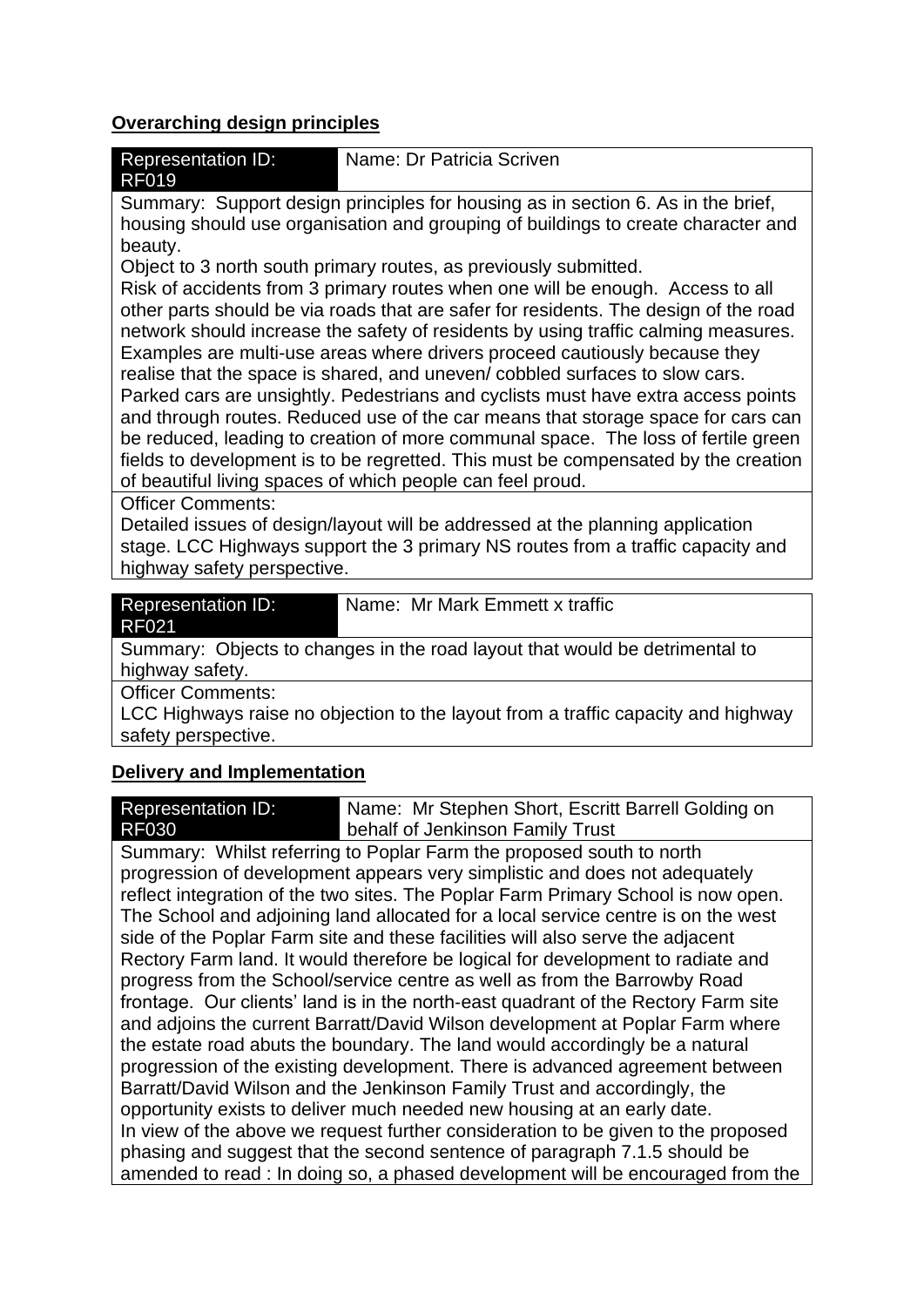## Overarching design principles

| Representation ID: RF019 | Name: Dr Patricia Scriven |
|---|---|
| Summary: Support design principles for housing as in section 6. As in the brief, housing should use organisation and grouping of buildings to create character and beauty.<br>Object to 3 north south primary routes, as previously submitted.<br>Risk of accidents from 3 primary routes when one will be enough. Access to all other parts should be via roads that are safer for residents. The design of the road network should increase the safety of residents by using traffic calming measures. Examples are multi-use areas where drivers proceed cautiously because they realise that the space is shared, and uneven/ cobbled surfaces to slow cars. Parked cars are unsightly. Pedestrians and cyclists must have extra access points and through routes. Reduced use of the car means that storage space for cars can be reduced, leading to creation of more communal space. The loss of fertile green fields to development is to be regretted. This must be compensated by the creation of beautiful living spaces of which people can feel proud. | |
| Officer Comments:<br>Detailed issues of design/layout will be addressed at the planning application stage. LCC Highways support the 3 primary NS routes from a traffic capacity and highway safety perspective. | |

| Representation ID: RF021 | Name: Mr Mark Emmett x traffic |
|---|---|
| Summary: Objects to changes in the road layout that would be detrimental to highway safety. | |
| Officer Comments:<br>LCC Highways raise no objection to the layout from a traffic capacity and highway safety perspective. | |

## Delivery and Implementation

| Representation ID: RF030 | Name: Mr Stephen Short, Escritt Barrell Golding on behalf of Jenkinson Family Trust |
|---|---|
| Summary: Whilst referring to Poplar Farm the proposed south to north progression of development appears very simplistic and does not adequately reflect integration of the two sites. The Poplar Farm Primary School is now open. The School and adjoining land allocated for a local service centre is on the west side of the Poplar Farm site and these facilities will also serve the adjacent Rectory Farm land. It would therefore be logical for development to radiate and progress from the School/service centre as well as from the Barrowby Road frontage. Our clients' land is in the north-east quadrant of the Rectory Farm site and adjoins the current Barratt/David Wilson development at Poplar Farm where the estate road abuts the boundary. The land would accordingly be a natural progression of the existing development. There is advanced agreement between Barratt/David Wilson and the Jenkinson Family Trust and accordingly, the opportunity exists to deliver much needed new housing at an early date.<br>In view of the above we request further consideration to be given to the proposed phasing and suggest that the second sentence of paragraph 7.1.5 should be amended to read : In doing so, a phased development will be encouraged from the | |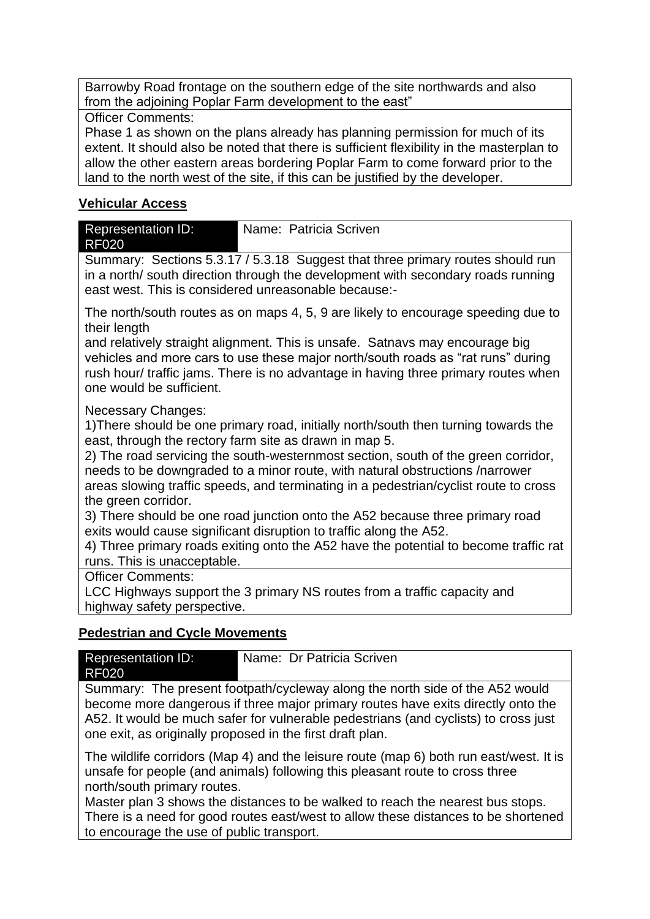Barrowby Road frontage on the southern edge of the site northwards and also from the adjoining Poplar Farm development to the east"

Officer Comments:
Phase 1 as shown on the plans already has planning permission for much of its extent. It should also be noted that there is sufficient flexibility in the masterplan to allow the other eastern areas bordering Poplar Farm to come forward prior to the land to the north west of the site, if this can be justified by the developer.

## Vehicular Access

| Representation ID: RF020 | Name: Patricia Scriven |
|---|---|

Summary: Sections 5.3.17 / 5.3.18 Suggest that three primary routes should run in a north/ south direction through the development with secondary roads running east west. This is considered unreasonable because:-

The north/south routes as on maps 4, 5, 9 are likely to encourage speeding due to their length
and relatively straight alignment. This is unsafe. Satnavs may encourage big vehicles and more cars to use these major north/south roads as "rat runs" during rush hour/ traffic jams. There is no advantage in having three primary routes when one would be sufficient.

Necessary Changes:
1)There should be one primary road, initially north/south then turning towards the east, through the rectory farm site as drawn in map 5.
2) The road servicing the south-westernmost section, south of the green corridor, needs to be downgraded to a minor route, with natural obstructions /narrower areas slowing traffic speeds, and terminating in a pedestrian/cyclist route to cross the green corridor.
3) There should be one road junction onto the A52 because three primary road exits would cause significant disruption to traffic along the A52.
4) Three primary roads exiting onto the A52 have the potential to become traffic rat runs. This is unacceptable.

Officer Comments:
LCC Highways support the 3 primary NS routes from a traffic capacity and highway safety perspective.

## Pedestrian and Cycle Movements

| Representation ID: RF020 | Name: Dr Patricia Scriven |
|---|---|

Summary: The present footpath/cycleway along the north side of the A52 would become more dangerous if three major primary routes have exits directly onto the A52. It would be much safer for vulnerable pedestrians (and cyclists) to cross just one exit, as originally proposed in the first draft plan.

The wildlife corridors (Map 4) and the leisure route (map 6) both run east/west. It is unsafe for people (and animals) following this pleasant route to cross three north/south primary routes.
Master plan 3 shows the distances to be walked to reach the nearest bus stops. There is a need for good routes east/west to allow these distances to be shortened to encourage the use of public transport.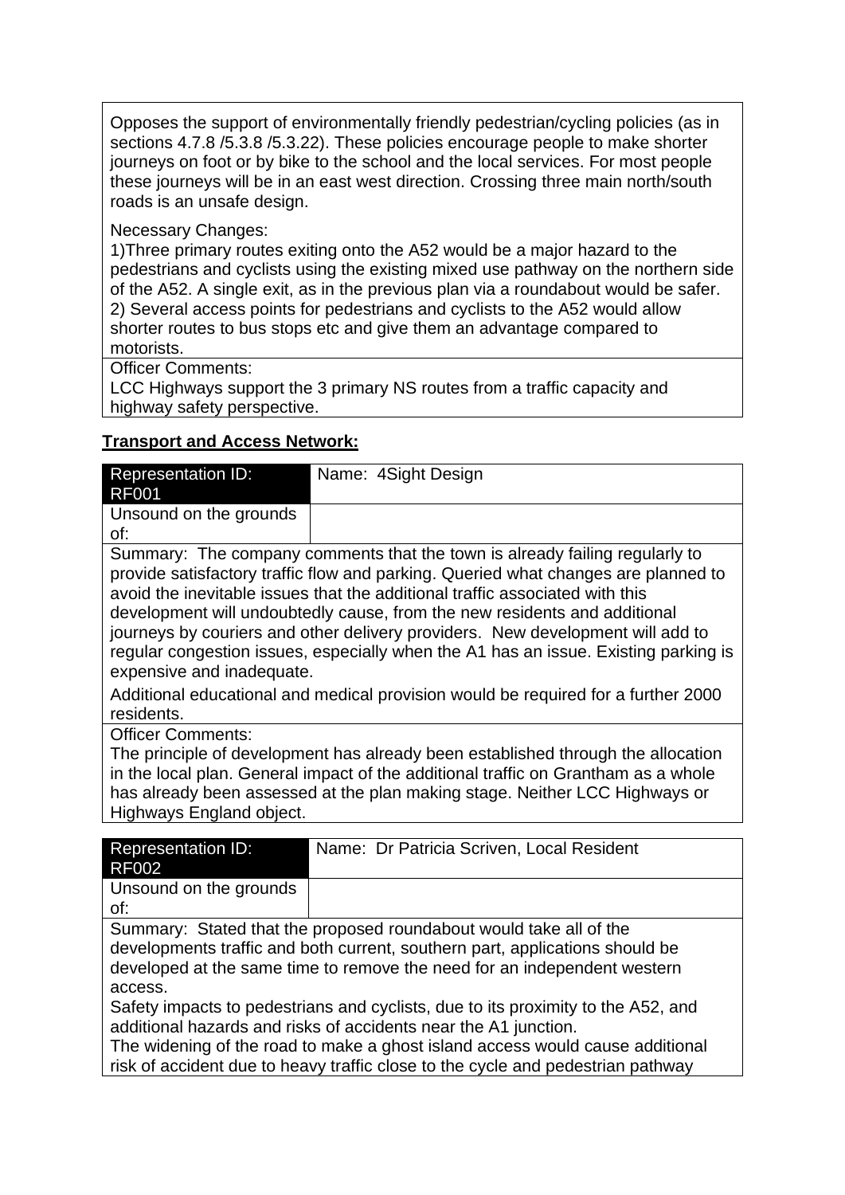| |
|---|
| Opposes the support of environmentally friendly pedestrian/cycling policies (as in sections 4.7.8 /5.3.8 /5.3.22). These policies encourage people to make shorter journeys on foot or by bike to the school and the local services. For most people these journeys will be in an east west direction. Crossing three main north/south roads is an unsafe design.<br><br>Necessary Changes:<br>1)Three primary routes exiting onto the A52 would be a major hazard to the pedestrians and cyclists using the existing mixed use pathway on the northern side of the A52. A single exit, as in the previous plan via a roundabout would be safer.<br>2) Several access points for pedestrians and cyclists to the A52 would allow shorter routes to bus stops etc and give them an advantage compared to motorists. |
| Officer Comments:<br>LCC Highways support the 3 primary NS routes from a traffic capacity and highway safety perspective. |

**Transport and Access Network:**

| Representation ID: RF001 | Name: 4Sight Design |
|---|---|
| Unsound on the grounds of: | |
| Summary: The company comments that the town is already failing regularly to provide satisfactory traffic flow and parking. Queried what changes are planned to avoid the inevitable issues that the additional traffic associated with this development will undoubtedly cause, from the new residents and additional journeys by couriers and other delivery providers. New development will add to regular congestion issues, especially when the A1 has an issue. Existing parking is expensive and inadequate.<br><br>Additional educational and medical provision would be required for a further 2000 residents. | |
| Officer Comments:<br>The principle of development has already been established through the allocation in the local plan. General impact of the additional traffic on Grantham as a whole has already been assessed at the plan making stage. Neither LCC Highways or Highways England object. | |

| Representation ID: RF002 | Name: Dr Patricia Scriven, Local Resident |
|---|---|
| Unsound on the grounds of: | |
| Summary: Stated that the proposed roundabout would take all of the developments traffic and both current, southern part, applications should be developed at the same time to remove the need for an independent western access.<br>Safety impacts to pedestrians and cyclists, due to its proximity to the A52, and additional hazards and risks of accidents near the A1 junction.<br>The widening of the road to make a ghost island access would cause additional risk of accident due to heavy traffic close to the cycle and pedestrian pathway | |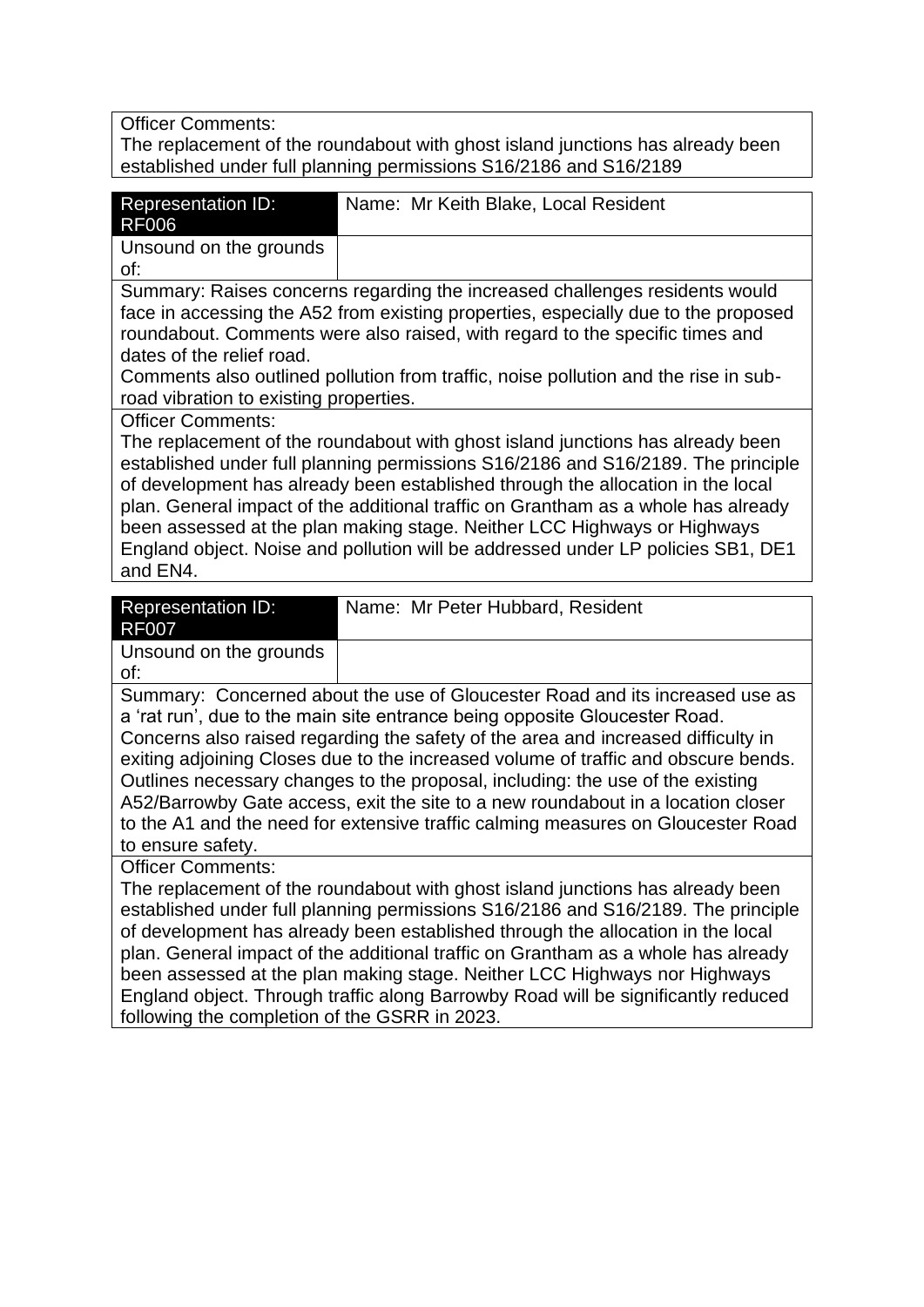| Officer Comments: |
|---|
| The replacement of the roundabout with ghost island junctions has already been established under full planning permissions S16/2186 and S16/2189 |

| Representation ID: RF006 | Name: Mr Keith Blake, Local Resident |
|---|---|
| Unsound on the grounds of: | |
| Summary: Raises concerns regarding the increased challenges residents would face in accessing the A52 from existing properties, especially due to the proposed roundabout. Comments were also raised, with regard to the specific times and dates of the relief road. Comments also outlined pollution from traffic, noise pollution and the rise in sub-road vibration to existing properties. | |
| Officer Comments: The replacement of the roundabout with ghost island junctions has already been established under full planning permissions S16/2186 and S16/2189. The principle of development has already been established through the allocation in the local plan. General impact of the additional traffic on Grantham as a whole has already been assessed at the plan making stage. Neither LCC Highways or Highways England object. Noise and pollution will be addressed under LP policies SB1, DE1 and EN4. | |

| Representation ID: RF007 | Name: Mr Peter Hubbard, Resident |
|---|---|
| Unsound on the grounds of: | |
| Summary: Concerned about the use of Gloucester Road and its increased use as a 'rat run', due to the main site entrance being opposite Gloucester Road. Concerns also raised regarding the safety of the area and increased difficulty in exiting adjoining Closes due to the increased volume of traffic and obscure bends. Outlines necessary changes to the proposal, including: the use of the existing A52/Barrowby Gate access, exit the site to a new roundabout in a location closer to the A1 and the need for extensive traffic calming measures on Gloucester Road to ensure safety. | |
| Officer Comments: The replacement of the roundabout with ghost island junctions has already been established under full planning permissions S16/2186 and S16/2189. The principle of development has already been established through the allocation in the local plan. General impact of the additional traffic on Grantham as a whole has already been assessed at the plan making stage. Neither LCC Highways nor Highways England object. Through traffic along Barrowby Road will be significantly reduced following the completion of the GSRR in 2023. | |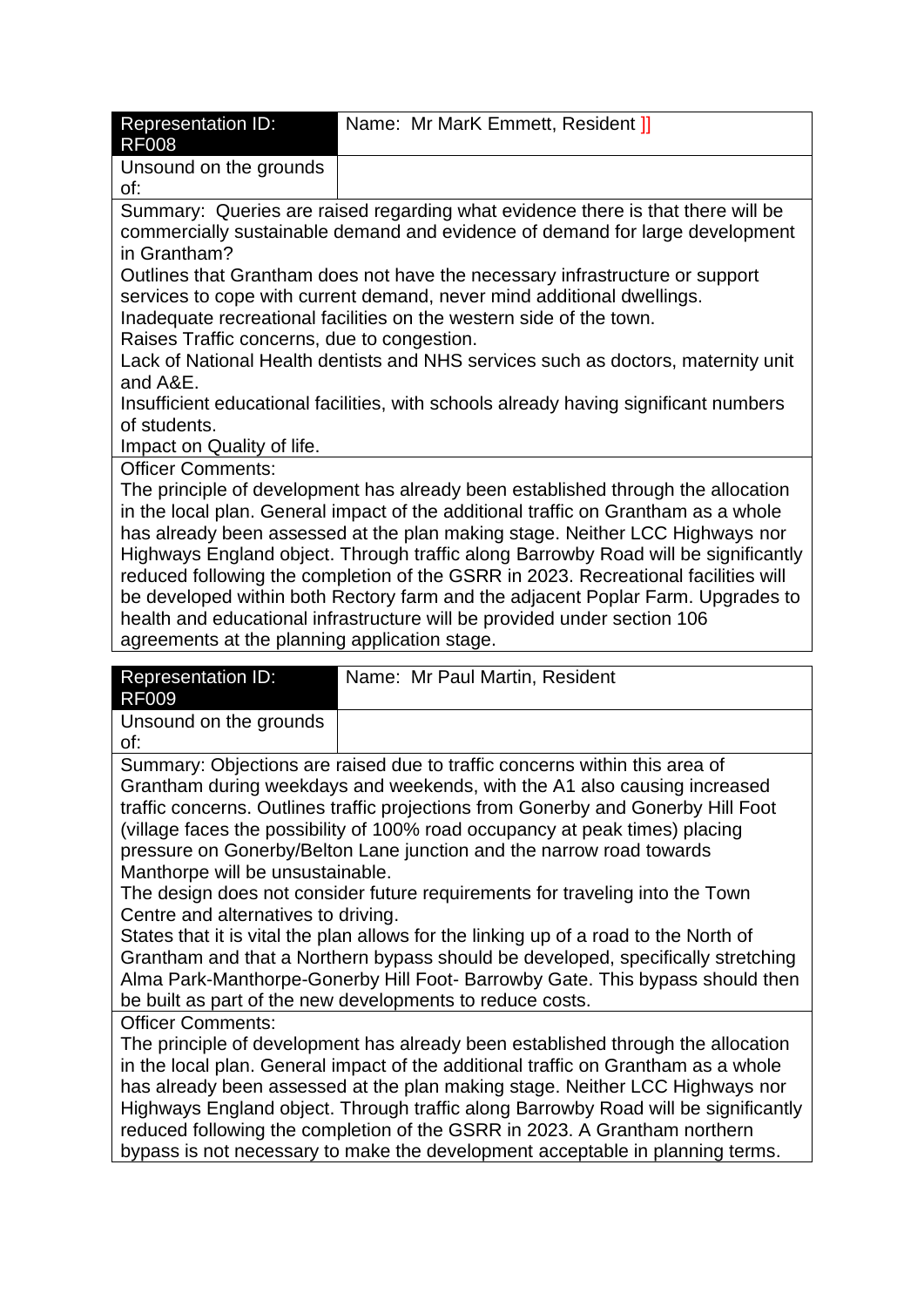| Representation ID: RF008 | Name: Mr MarK Emmett, Resident ]] |
| --- | --- |
| Unsound on the grounds of: | |

Summary: Queries are raised regarding what evidence there is that there will be commercially sustainable demand and evidence of demand for large development in Grantham?
Outlines that Grantham does not have the necessary infrastructure or support services to cope with current demand, never mind additional dwellings.
Inadequate recreational facilities on the western side of the town.
Raises Traffic concerns, due to congestion.
Lack of National Health dentists and NHS services such as doctors, maternity unit and A&E.
Insufficient educational facilities, with schools already having significant numbers of students.
Impact on Quality of life.

Officer Comments:
The principle of development has already been established through the allocation in the local plan. General impact of the additional traffic on Grantham as a whole has already been assessed at the plan making stage. Neither LCC Highways nor Highways England object. Through traffic along Barrowby Road will be significantly reduced following the completion of the GSRR in 2023. Recreational facilities will be developed within both Rectory farm and the adjacent Poplar Farm. Upgrades to health and educational infrastructure will be provided under section 106 agreements at the planning application stage.

| Representation ID: RF009 | Name: Mr Paul Martin, Resident |
| --- | --- |
| Unsound on the grounds of: | |

Summary: Objections are raised due to traffic concerns within this area of Grantham during weekdays and weekends, with the A1 also causing increased traffic concerns. Outlines traffic projections from Gonerby and Gonerby Hill Foot (village faces the possibility of 100% road occupancy at peak times) placing pressure on Gonerby/Belton Lane junction and the narrow road towards Manthorpe will be unsustainable.
The design does not consider future requirements for traveling into the Town Centre and alternatives to driving.
States that it is vital the plan allows for the linking up of a road to the North of Grantham and that a Northern bypass should be developed, specifically stretching Alma Park-Manthorpe-Gonerby Hill Foot- Barrowby Gate. This bypass should then be built as part of the new developments to reduce costs.

Officer Comments:
The principle of development has already been established through the allocation in the local plan. General impact of the additional traffic on Grantham as a whole has already been assessed at the plan making stage. Neither LCC Highways nor Highways England object. Through traffic along Barrowby Road will be significantly reduced following the completion of the GSRR in 2023. A Grantham northern bypass is not necessary to make the development acceptable in planning terms.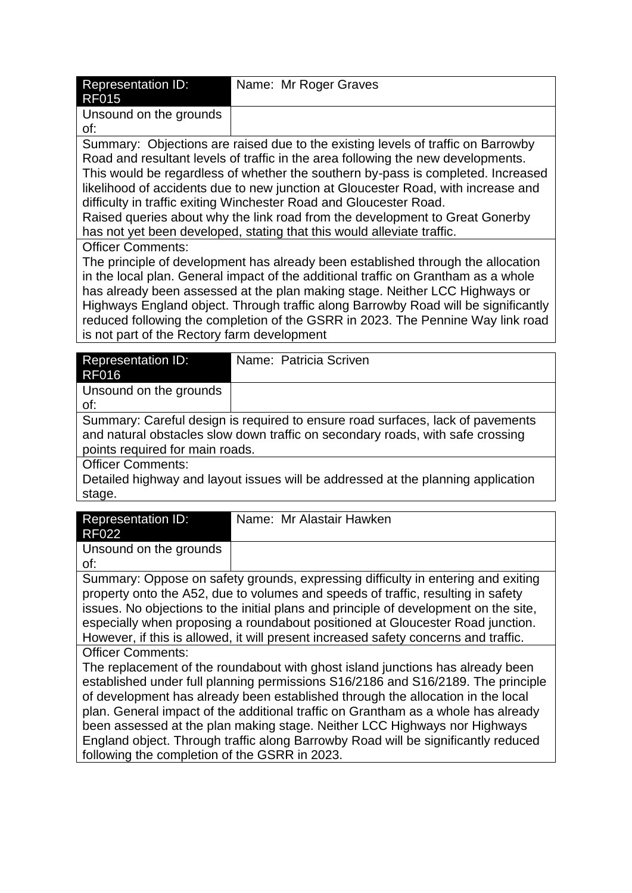| Representation ID: RF015 | Name: Mr Roger Graves |
|---|---|
| Unsound on the grounds of: | |
| Summary: Objections are raised due to the existing levels of traffic on Barrowby Road and resultant levels of traffic in the area following the new developments. This would be regardless of whether the southern by-pass is completed. Increased likelihood of accidents due to new junction at Gloucester Road, with increase and difficulty in traffic exiting Winchester Road and Gloucester Road. Raised queries about why the link road from the development to Great Gonerby has not yet been developed, stating that this would alleviate traffic. | |
| Officer Comments: The principle of development has already been established through the allocation in the local plan. General impact of the additional traffic on Grantham as a whole has already been assessed at the plan making stage. Neither LCC Highways or Highways England object. Through traffic along Barrowby Road will be significantly reduced following the completion of the GSRR in 2023. The Pennine Way link road is not part of the Rectory farm development | |

| Representation ID: RF016 | Name: Patricia Scriven |
|---|---|
| Unsound on the grounds of: | |
| Summary: Careful design is required to ensure road surfaces, lack of pavements and natural obstacles slow down traffic on secondary roads, with safe crossing points required for main roads. | |
| Officer Comments: Detailed highway and layout issues will be addressed at the planning application stage. | |

| Representation ID: RF022 | Name: Mr Alastair Hawken |
|---|---|
| Unsound on the grounds of: | |
| Summary: Oppose on safety grounds, expressing difficulty in entering and exiting property onto the A52, due to volumes and speeds of traffic, resulting in safety issues. No objections to the initial plans and principle of development on the site, especially when proposing a roundabout positioned at Gloucester Road junction. However, if this is allowed, it will present increased safety concerns and traffic. | |
| Officer Comments: The replacement of the roundabout with ghost island junctions has already been established under full planning permissions S16/2186 and S16/2189. The principle of development has already been established through the allocation in the local plan. General impact of the additional traffic on Grantham as a whole has already been assessed at the plan making stage. Neither LCC Highways nor Highways England object. Through traffic along Barrowby Road will be significantly reduced following the completion of the GSRR in 2023. | |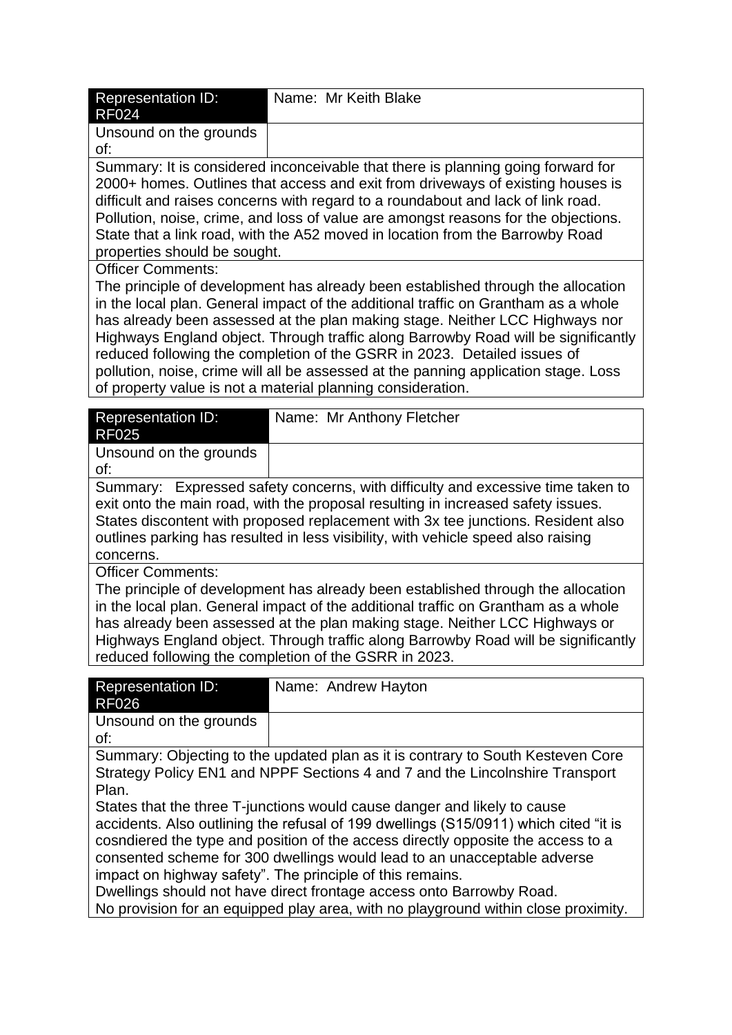| Representation ID: RF024 | Name: Mr Keith Blake |
|---|---|
| Unsound on the grounds of: | |
| Summary: It is considered inconceivable that there is planning going forward for 2000+ homes. Outlines that access and exit from driveways of existing houses is difficult and raises concerns with regard to a roundabout and lack of link road. Pollution, noise, crime, and loss of value are amongst reasons for the objections. State that a link road, with the A52 moved in location from the Barrowby Road properties should be sought. | |
| Officer Comments: The principle of development has already been established through the allocation in the local plan. General impact of the additional traffic on Grantham as a whole has already been assessed at the plan making stage. Neither LCC Highways nor Highways England object. Through traffic along Barrowby Road will be significantly reduced following the completion of the GSRR in 2023. Detailed issues of pollution, noise, crime will all be assessed at the panning application stage. Loss of property value is not a material planning consideration. | |

| Representation ID: RF025 | Name: Mr Anthony Fletcher |
|---|---|
| Unsound on the grounds of: | |
| Summary: Expressed safety concerns, with difficulty and excessive time taken to exit onto the main road, with the proposal resulting in increased safety issues. States discontent with proposed replacement with 3x tee junctions. Resident also outlines parking has resulted in less visibility, with vehicle speed also raising concerns. | |
| Officer Comments: The principle of development has already been established through the allocation in the local plan. General impact of the additional traffic on Grantham as a whole has already been assessed at the plan making stage. Neither LCC Highways or Highways England object. Through traffic along Barrowby Road will be significantly reduced following the completion of the GSRR in 2023. | |

| Representation ID: RF026 | Name: Andrew Hayton |
|---|---|
| Unsound on the grounds of: | |
| Summary: Objecting to the updated plan as it is contrary to South Kesteven Core Strategy Policy EN1 and NPPF Sections 4 and 7 and the Lincolnshire Transport Plan. States that the three T-junctions would cause danger and likely to cause accidents. Also outlining the refusal of 199 dwellings (S15/0911) which cited "it is cosndiered the type and position of the access directly opposite the access to a consented scheme for 300 dwellings would lead to an unacceptable adverse impact on highway safety". The principle of this remains. Dwellings should not have direct frontage access onto Barrowby Road. No provision for an equipped play area, with no playground within close proximity. | |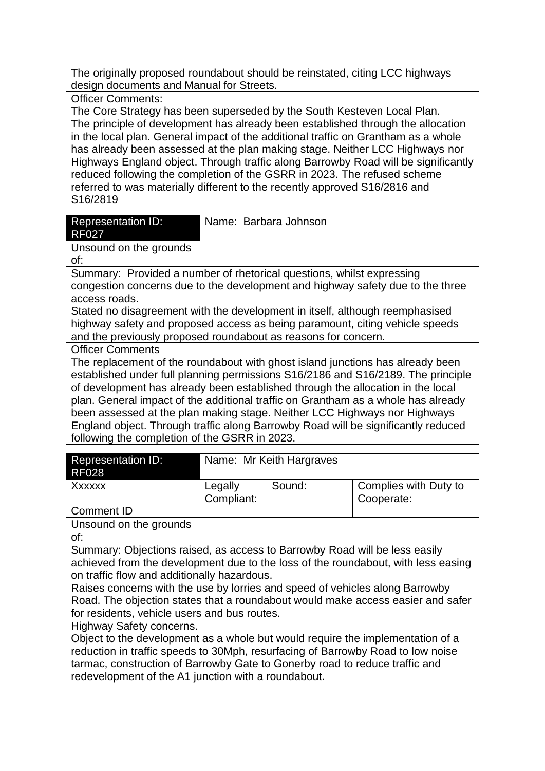| The originally proposed roundabout should be reinstated, citing LCC highways design documents and Manual for Streets. |
|---|
| Officer Comments:<br>The Core Strategy has been superseded by the South Kesteven Local Plan. The principle of development has already been established through the allocation in the local plan. General impact of the additional traffic on Grantham as a whole has already been assessed at the plan making stage. Neither LCC Highways nor Highways England object. Through traffic along Barrowby Road will be significantly reduced following the completion of the GSRR in 2023. The refused scheme referred to was materially different to the recently approved S16/2816 and S16/2819 |

| Representation ID: RF027 | Name: Barbara Johnson |
|---|---|
| Unsound on the grounds of: | |
| Summary: Provided a number of rhetorical questions, whilst expressing congestion concerns due to the development and highway safety due to the three access roads.<br>Stated no disagreement with the development in itself, although reemphasised highway safety and proposed access as being paramount, citing vehicle speeds and the previously proposed roundabout as reasons for concern. | |
| Officer Comments<br>The replacement of the roundabout with ghost island junctions has already been established under full planning permissions S16/2186 and S16/2189. The principle of development has already been established through the allocation in the local plan. General impact of the additional traffic on Grantham as a whole has already been assessed at the plan making stage. Neither LCC Highways nor Highways England object. Through traffic along Barrowby Road will be significantly reduced following the completion of the GSRR in 2023. | |

| Representation ID: RF028 | Name: Mr Keith Hargraves | | |
|---|---|---|---|
| Xxxxxx<br><br>Comment ID | Legally Compliant: | Sound: | Complies with Duty to Cooperate: |
| Unsound on the grounds of: | | | |
| Summary: Objections raised, as access to Barrowby Road will be less easily achieved from the development due to the loss of the roundabout, with less easing on traffic flow and additionally hazardous.<br>Raises concerns with the use by lorries and speed of vehicles along Barrowby Road. The objection states that a roundabout would make access easier and safer for residents, vehicle users and bus routes.<br>Highway Safety concerns.<br>Object to the development as a whole but would require the implementation of a reduction in traffic speeds to 30Mph, resurfacing of Barrowby Road to low noise tarmac, construction of Barrowby Gate to Gonerby road to reduce traffic and redevelopment of the A1 junction with a roundabout. | | | |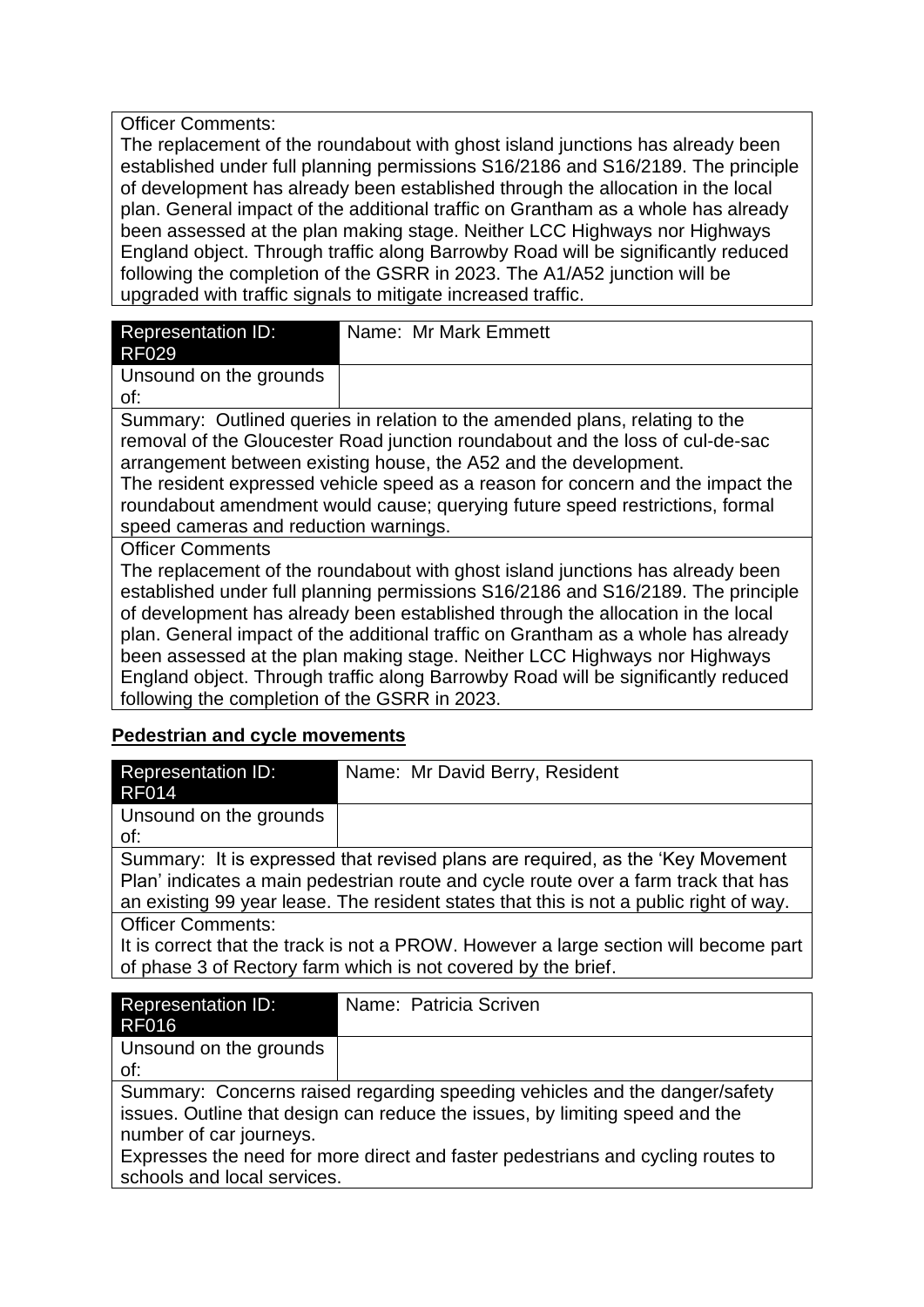| Officer Comments: |
|---|
| The replacement of the roundabout with ghost island junctions has already been established under full planning permissions S16/2186 and S16/2189. The principle of development has already been established through the allocation in the local plan. General impact of the additional traffic on Grantham as a whole has already been assessed at the plan making stage. Neither LCC Highways nor Highways England object. Through traffic along Barrowby Road will be significantly reduced following the completion of the GSRR in 2023. The A1/A52 junction will be upgraded with traffic signals to mitigate increased traffic. |

| Representation ID: RF029 | Name: Mr Mark Emmett |
|---|---|
| Unsound on the grounds of: | |
| Summary: Outlined queries in relation to the amended plans, relating to the removal of the Gloucester Road junction roundabout and the loss of cul-de-sac arrangement between existing house, the A52 and the development. The resident expressed vehicle speed as a reason for concern and the impact the roundabout amendment would cause; querying future speed restrictions, formal speed cameras and reduction warnings. | |
| Officer Comments | |
| The replacement of the roundabout with ghost island junctions has already been established under full planning permissions S16/2186 and S16/2189. The principle of development has already been established through the allocation in the local plan. General impact of the additional traffic on Grantham as a whole has already been assessed at the plan making stage. Neither LCC Highways nor Highways England object. Through traffic along Barrowby Road will be significantly reduced following the completion of the GSRR in 2023. | |

**Pedestrian and cycle movements**

| Representation ID: RF014 | Name: Mr David Berry, Resident |
|---|---|
| Unsound on the grounds of: | |
| Summary: It is expressed that revised plans are required, as the 'Key Movement Plan' indicates a main pedestrian route and cycle route over a farm track that has an existing 99 year lease. The resident states that this is not a public right of way. | |
| Officer Comments: | |
| It is correct that the track is not a PROW. However a large section will become part of phase 3 of Rectory farm which is not covered by the brief. | |

| Representation ID: RF016 | Name: Patricia Scriven |
|---|---|
| Unsound on the grounds of: | |
| Summary: Concerns raised regarding speeding vehicles and the danger/safety issues. Outline that design can reduce the issues, by limiting speed and the number of car journeys. Expresses the need for more direct and faster pedestrians and cycling routes to schools and local services. | |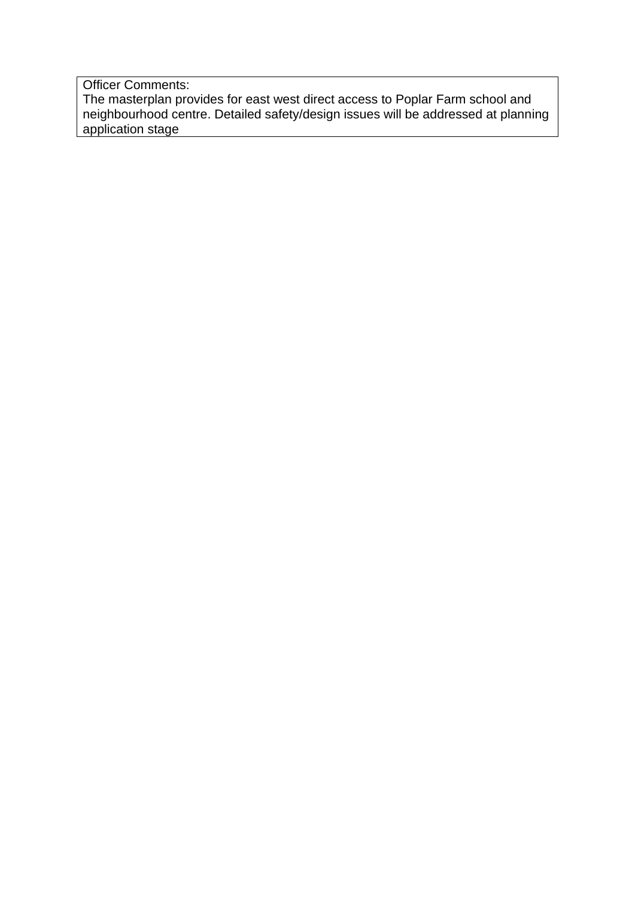| |
|---|
| Officer Comments:<br>The masterplan provides for east west direct access to Poplar Farm school and neighbourhood centre. Detailed safety/design issues will be addressed at planning application stage |